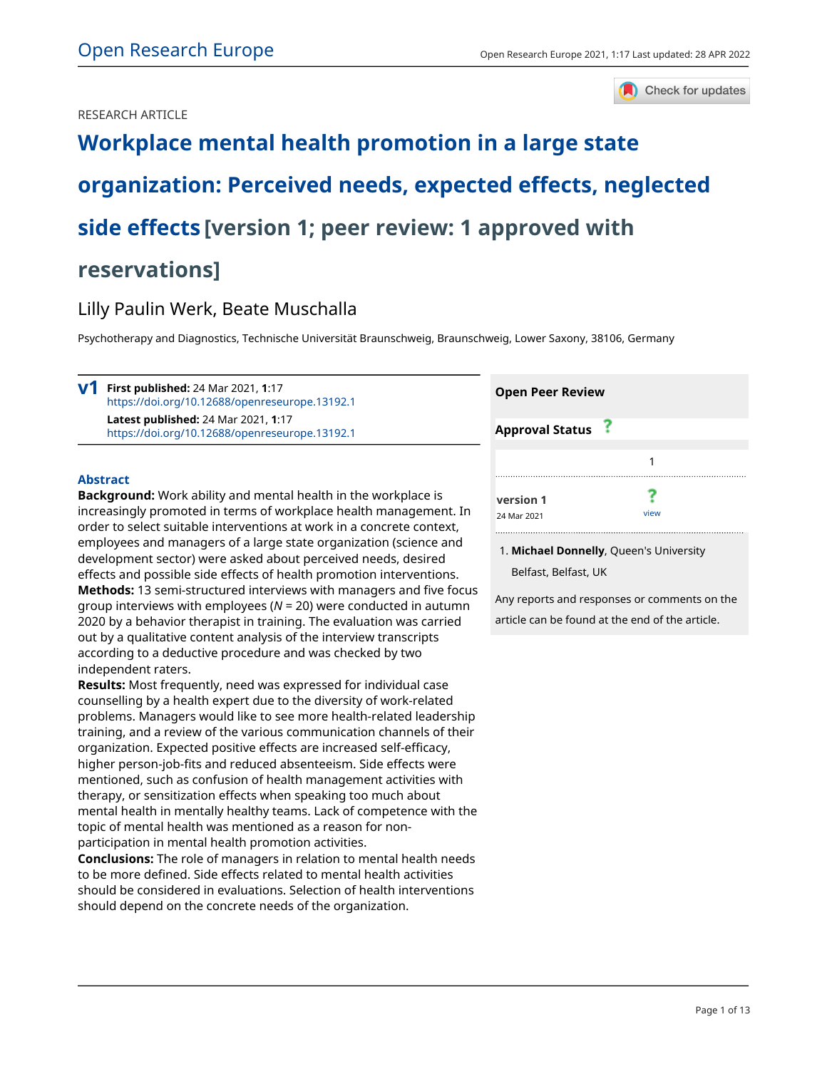RESEARCH ARTICLE

# Workplace mental health promotion in a large state organization: Perceived needs, expected effects, neglected side effects [version 1; peer review: 1 approved with reservations]

Lilly Paulin Werk, Beate Muschalla

Psychotherapy and Diagnostics, Technische Universität Braunschweig, Braunschweig, Lower Saxony, 38106, Germany

**v1** **First published:** 24 Mar 2021, **1**:17
https://doi.org/10.12688/openreseurope.13192.1
**Latest published:** 24 Mar 2021, **1**:17
https://doi.org/10.12688/openreseurope.13192.1

## Abstract

**Background:** Work ability and mental health in the workplace is increasingly promoted in terms of workplace health management. In order to select suitable interventions at work in a concrete context, employees and managers of a large state organization (science and development sector) were asked about perceived needs, desired effects and possible side effects of health promotion interventions.

**Methods:** 13 semi-structured interviews with managers and five focus group interviews with employees (*N* = 20) were conducted in autumn 2020 by a behavior therapist in training. The evaluation was carried out by a qualitative content analysis of the interview transcripts according to a deductive procedure and was checked by two independent raters.

**Results:** Most frequently, need was expressed for individual case counselling by a health expert due to the diversity of work-related problems. Managers would like to see more health-related leadership training, and a review of the various communication channels of their organization. Expected positive effects are increased self-efficacy, higher person-job-fits and reduced absenteeism. Side effects were mentioned, such as confusion of health management activities with therapy, or sensitization effects when speaking too much about mental health in mentally healthy teams. Lack of competence with the topic of mental health was mentioned as a reason for non-participation in mental health promotion activities.

**Conclusions:** The role of managers in relation to mental health needs to be more defined. Side effects related to mental health activities should be considered in evaluations. Selection of health interventions should depend on the concrete needs of the organization.

**Open Peer Review**

**Approval Status** ?

| | 1 |
|---|---|
| **version 1** 24 Mar 2021 | ? view |

1. **Michael Donnelly**, Queen's University Belfast, Belfast, UK

Any reports and responses or comments on the article can be found at the end of the article.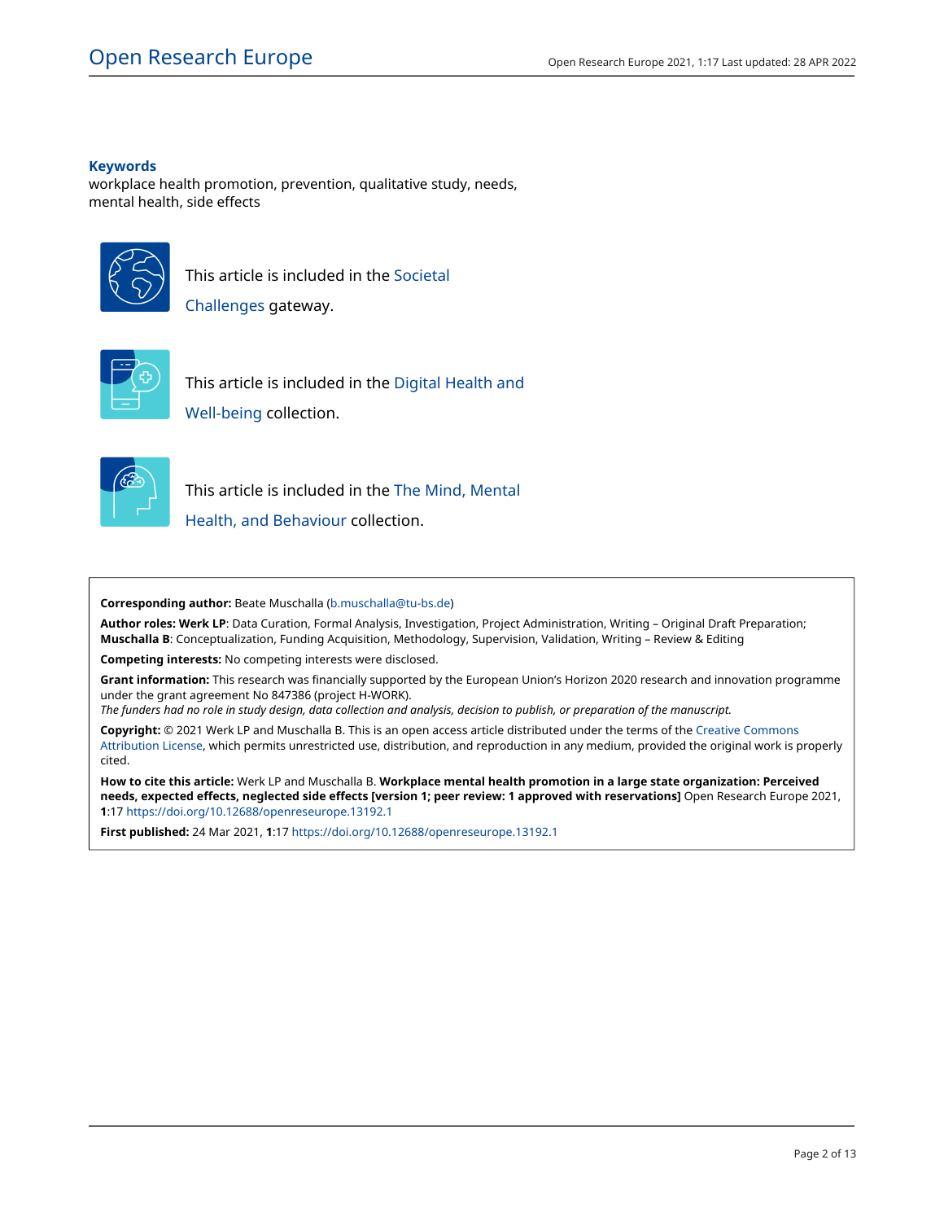**Keywords**

workplace health promotion, prevention, qualitative study, needs, mental health, side effects

This article is included in the Societal Challenges gateway.

This article is included in the Digital Health and Well-being collection.

This article is included in the The Mind, Mental Health, and Behaviour collection.

**Corresponding author:** Beate Muschalla (b.muschalla@tu-bs.de)

**Author roles: Werk LP**: Data Curation, Formal Analysis, Investigation, Project Administration, Writing – Original Draft Preparation; **Muschalla B**: Conceptualization, Funding Acquisition, Methodology, Supervision, Validation, Writing – Review & Editing

**Competing interests:** No competing interests were disclosed.

**Grant information:** This research was financially supported by the European Union's Horizon 2020 research and innovation programme under the grant agreement No 847386 (project H-WORK).

*The funders had no role in study design, data collection and analysis, decision to publish, or preparation of the manuscript.*

**Copyright:** © 2021 Werk LP and Muschalla B. This is an open access article distributed under the terms of the Creative Commons Attribution License, which permits unrestricted use, distribution, and reproduction in any medium, provided the original work is properly cited.

**How to cite this article:** Werk LP and Muschalla B. **Workplace mental health promotion in a large state organization: Perceived needs, expected effects, neglected side effects [version 1; peer review: 1 approved with reservations]** Open Research Europe 2021, **1**:17 https://doi.org/10.12688/openreseurope.13192.1

**First published:** 24 Mar 2021, **1**:17 https://doi.org/10.12688/openreseurope.13192.1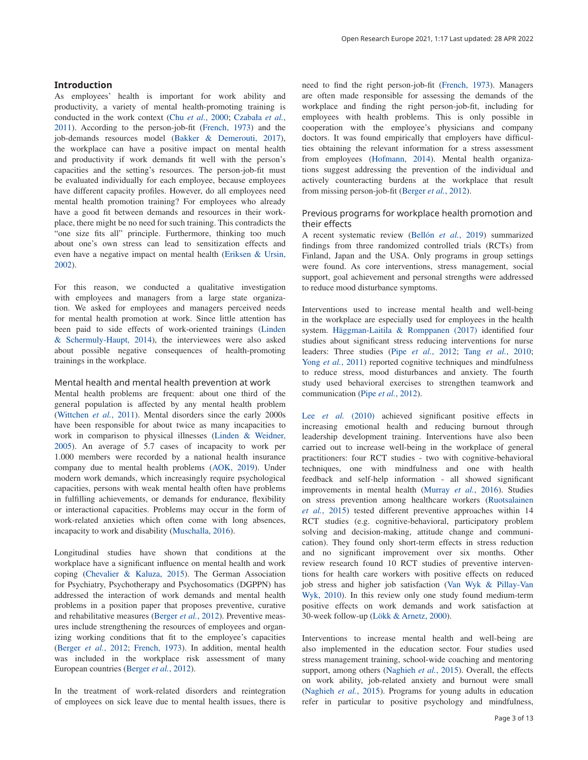## Introduction

As employees' health is important for work ability and productivity, a variety of mental health-promoting training is conducted in the work context (Chu *et al.*, 2000; Czabała *et al.*, 2011). According to the person-job-fit (French, 1973) and the job-demands resources model (Bakker & Demerouti, 2017), the workplace can have a positive impact on mental health and productivity if work demands fit well with the person's capacities and the setting's resources. The person-job-fit must be evaluated individually for each employee, because employees have different capacity profiles. However, do all employees need mental health promotion training? For employees who already have a good fit between demands and resources in their workplace, there might be no need for such training. This contradicts the "one size fits all" principle. Furthermore, thinking too much about one's own stress can lead to sensitization effects and even have a negative impact on mental health (Eriksen & Ursin, 2002).

For this reason, we conducted a qualitative investigation with employees and managers from a large state organization. We asked for employees and managers perceived needs for mental health promotion at work. Since little attention has been paid to side effects of work-oriented trainings (Linden & Schermuly-Haupt, 2014), the interviewees were also asked about possible negative consequences of health-promoting trainings in the workplace.

### Mental health and mental health prevention at work

Mental health problems are frequent: about one third of the general population is affected by any mental health problem (Wittchen *et al.*, 2011). Mental disorders since the early 2000s have been responsible for about twice as many incapacities to work in comparison to physical illnesses (Linden & Weidner, 2005). An average of 5.7 cases of incapacity to work per 1.000 members were recorded by a national health insurance company due to mental health problems (AOK, 2019). Under modern work demands, which increasingly require psychological capacities, persons with weak mental health often have problems in fulfilling achievements, or demands for endurance, flexibility or interactional capacities. Problems may occur in the form of work-related anxieties which often come with long absences, incapacity to work and disability (Muschalla, 2016).

Longitudinal studies have shown that conditions at the workplace have a significant influence on mental health and work coping (Chevalier & Kaluza, 2015). The German Association for Psychiatry, Psychotherapy and Psychosomatics (DGPPN) has addressed the interaction of work demands and mental health problems in a position paper that proposes preventive, curative and rehabilitative measures (Berger *et al.*, 2012). Preventive measures include strengthening the resources of employees and organizing working conditions that fit to the employee's capacities (Berger *et al.*, 2012; French, 1973). In addition, mental health was included in the workplace risk assessment of many European countries (Berger *et al.*, 2012).

In the treatment of work-related disorders and reintegration of employees on sick leave due to mental health issues, there is need to find the right person-job-fit (French, 1973). Managers are often made responsible for assessing the demands of the workplace and finding the right person-job-fit, including for employees with health problems. This is only possible in cooperation with the employee's physicians and company doctors. It was found empirically that employers have difficulties obtaining the relevant information for a stress assessment from employees (Hofmann, 2014). Mental health organizations suggest addressing the prevention of the individual and actively counteracting burdens at the workplace that result from missing person-job-fit (Berger *et al.*, 2012).

### Previous programs for workplace health promotion and their effects

A recent systematic review (Bellón *et al.*, 2019) summarized findings from three randomized controlled trials (RCTs) from Finland, Japan and the USA. Only programs in group settings were found. As core interventions, stress management, social support, goal achievement and personal strengths were addressed to reduce mood disturbance symptoms.

Interventions used to increase mental health and well-being in the workplace are especially used for employees in the health system. Häggman-Laitila & Romppanen (2017) identified four studies about significant stress reducing interventions for nurse leaders: Three studies (Pipe *et al.*, 2012; Tang *et al.*, 2010; Yong *et al.*, 2011) reported cognitive techniques and mindfulness to reduce stress, mood disturbances and anxiety. The fourth study used behavioral exercises to strengthen teamwork and communication (Pipe *et al.*, 2012).

Lee *et al.* (2010) achieved significant positive effects in increasing emotional health and reducing burnout through leadership development training. Interventions have also been carried out to increase well-being in the workplace of general practitioners: four RCT studies - two with cognitive-behavioral techniques, one with mindfulness and one with health feedback and self-help information - all showed significant improvements in mental health (Murray *et al.*, 2016). Studies on stress prevention among healthcare workers (Ruotsalainen *et al.*, 2015) tested different preventive approaches within 14 RCT studies (e.g. cognitive-behavioral, participatory problem solving and decision-making, attitude change and communication). They found only short-term effects in stress reduction and no significant improvement over six months. Other review research found 10 RCT studies of preventive interventions for health care workers with positive effects on reduced job stress and higher job satisfaction (Van Wyk & Pillay-Van Wyk, 2010). In this review only one study found medium-term positive effects on work demands and work satisfaction at 30-week follow-up (Lökk & Arnetz, 2000).

Interventions to increase mental health and well-being are also implemented in the education sector. Four studies used stress management training, school-wide coaching and mentoring support, among others (Naghieh *et al.*, 2015). Overall, the effects on work ability, job-related anxiety and burnout were small (Naghieh *et al.*, 2015). Programs for young adults in education refer in particular to positive psychology and mindfulness,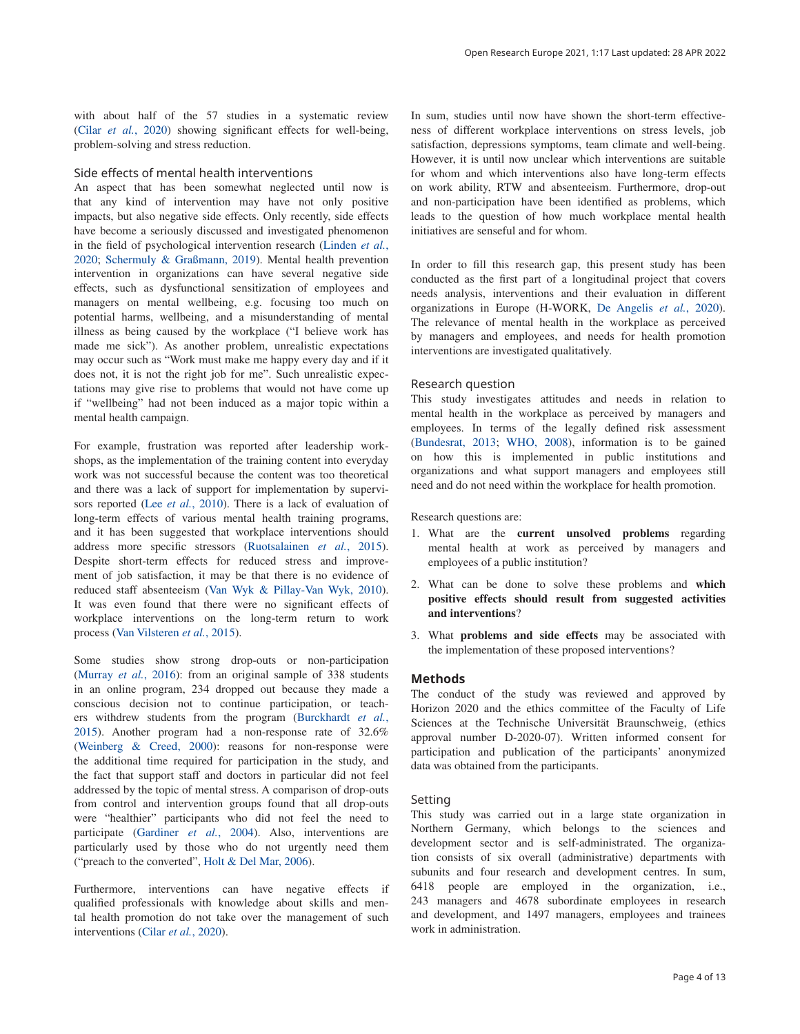with about half of the 57 studies in a systematic review (Cilar *et al.*, 2020) showing significant effects for well-being, problem-solving and stress reduction.

### Side effects of mental health interventions

An aspect that has been somewhat neglected until now is that any kind of intervention may have not only positive impacts, but also negative side effects. Only recently, side effects have become a seriously discussed and investigated phenomenon in the field of psychological intervention research (Linden *et al.*, 2020; Schermuly & Graßmann, 2019). Mental health prevention intervention in organizations can have several negative side effects, such as dysfunctional sensitization of employees and managers on mental wellbeing, e.g. focusing too much on potential harms, wellbeing, and a misunderstanding of mental illness as being caused by the workplace ("I believe work has made me sick"). As another problem, unrealistic expectations may occur such as "Work must make me happy every day and if it does not, it is not the right job for me". Such unrealistic expectations may give rise to problems that would not have come up if "wellbeing" had not been induced as a major topic within a mental health campaign.

For example, frustration was reported after leadership workshops, as the implementation of the training content into everyday work was not successful because the content was too theoretical and there was a lack of support for implementation by supervisors reported (Lee *et al.*, 2010). There is a lack of evaluation of long-term effects of various mental health training programs, and it has been suggested that workplace interventions should address more specific stressors (Ruotsalainen *et al.*, 2015). Despite short-term effects for reduced stress and improvement of job satisfaction, it may be that there is no evidence of reduced staff absenteeism (Van Wyk & Pillay-Van Wyk, 2010). It was even found that there were no significant effects of workplace interventions on the long-term return to work process (Van Vilsteren *et al.*, 2015).

Some studies show strong drop-outs or non-participation (Murray *et al.*, 2016): from an original sample of 338 students in an online program, 234 dropped out because they made a conscious decision not to continue participation, or teachers withdrew students from the program (Burckhardt *et al.*, 2015). Another program had a non-response rate of 32.6% (Weinberg & Creed, 2000): reasons for non-response were the additional time required for participation in the study, and the fact that support staff and doctors in particular did not feel addressed by the topic of mental stress. A comparison of drop-outs from control and intervention groups found that all drop-outs were "healthier" participants who did not feel the need to participate (Gardiner *et al.*, 2004). Also, interventions are particularly used by those who do not urgently need them ("preach to the converted", Holt & Del Mar, 2006).

Furthermore, interventions can have negative effects if qualified professionals with knowledge about skills and mental health promotion do not take over the management of such interventions (Cilar *et al.*, 2020).

In sum, studies until now have shown the short-term effectiveness of different workplace interventions on stress levels, job satisfaction, depressions symptoms, team climate and well-being. However, it is until now unclear which interventions are suitable for whom and which interventions also have long-term effects on work ability, RTW and absenteeism. Furthermore, drop-out and non-participation have been identified as problems, which leads to the question of how much workplace mental health initiatives are senseful and for whom.

In order to fill this research gap, this present study has been conducted as the first part of a longitudinal project that covers needs analysis, interventions and their evaluation in different organizations in Europe (H-WORK, De Angelis *et al.*, 2020). The relevance of mental health in the workplace as perceived by managers and employees, and needs for health promotion interventions are investigated qualitatively.

### Research question

This study investigates attitudes and needs in relation to mental health in the workplace as perceived by managers and employees. In terms of the legally defined risk assessment (Bundesrat, 2013; WHO, 2008), information is to be gained on how this is implemented in public institutions and organizations and what support managers and employees still need and do not need within the workplace for health promotion.

Research questions are:

1. What are the **current unsolved problems** regarding mental health at work as perceived by managers and employees of a public institution?
2. What can be done to solve these problems and **which positive effects should result from suggested activities and interventions**?
3. What **problems and side effects** may be associated with the implementation of these proposed interventions?

## Methods

The conduct of the study was reviewed and approved by Horizon 2020 and the ethics committee of the Faculty of Life Sciences at the Technische Universität Braunschweig, (ethics approval number D-2020-07). Written informed consent for participation and publication of the participants' anonymized data was obtained from the participants.

### Setting

This study was carried out in a large state organization in Northern Germany, which belongs to the sciences and development sector and is self-administrated. The organization consists of six overall (administrative) departments with subunits and four research and development centres. In sum, 6418 people are employed in the organization, i.e., 243 managers and 4678 subordinate employees in research and development, and 1497 managers, employees and trainees work in administration.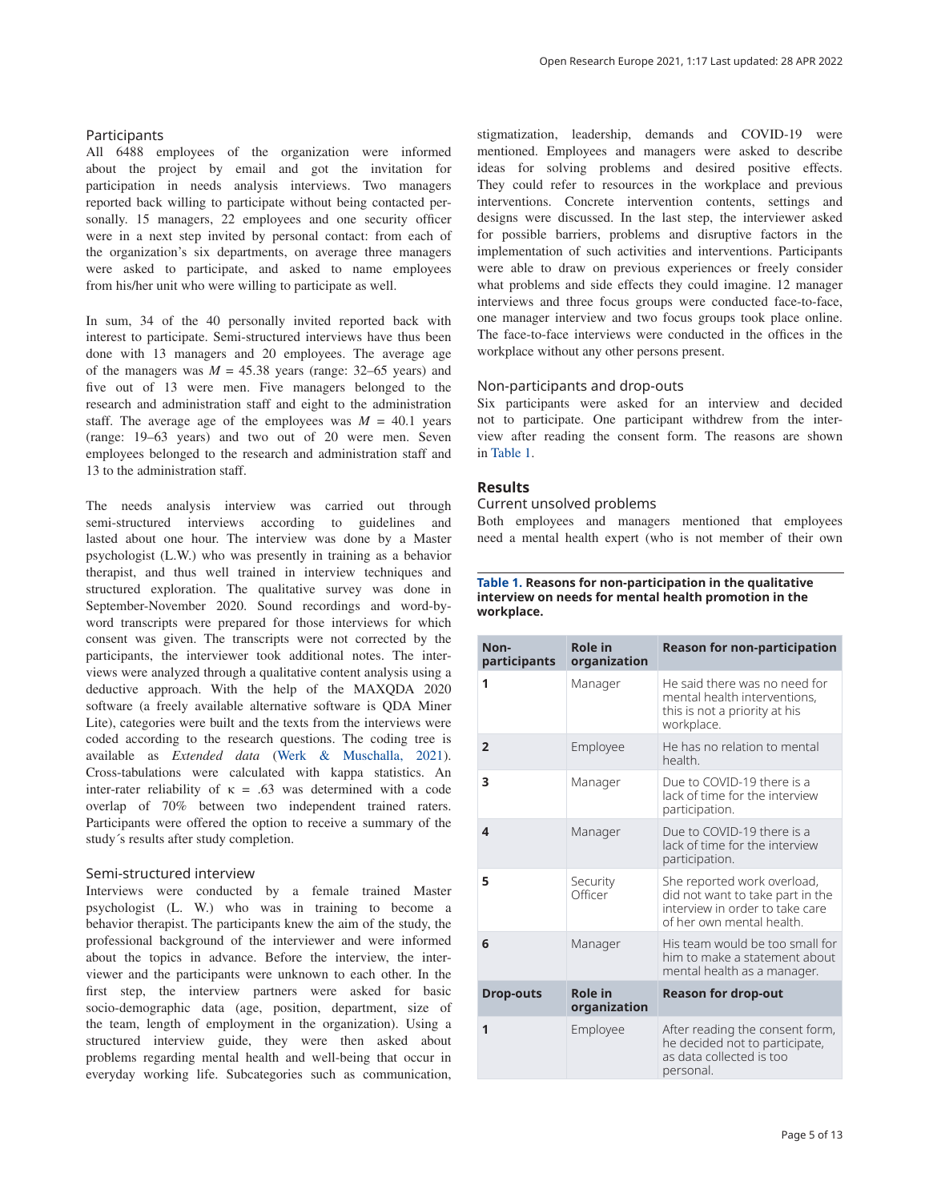### Participants

All 6488 employees of the organization were informed about the project by email and got the invitation for participation in needs analysis interviews. Two managers reported back willing to participate without being contacted personally. 15 managers, 22 employees and one security officer were in a next step invited by personal contact: from each of the organization's six departments, on average three managers were asked to participate, and asked to name employees from his/her unit who were willing to participate as well.

In sum, 34 of the 40 personally invited reported back with interest to participate. Semi-structured interviews have thus been done with 13 managers and 20 employees. The average age of the managers was $M$ = 45.38 years (range: 32–65 years) and five out of 13 were men. Five managers belonged to the research and administration staff and eight to the administration staff. The average age of the employees was $M$ = 40.1 years (range: 19–63 years) and two out of 20 were men. Seven employees belonged to the research and administration staff and 13 to the administration staff.

The needs analysis interview was carried out through semi-structured interviews according to guidelines and lasted about one hour. The interview was done by a Master psychologist (L.W.) who was presently in training as a behavior therapist, and thus well trained in interview techniques and structured exploration. The qualitative survey was done in September-November 2020. Sound recordings and word-by-word transcripts were prepared for those interviews for which consent was given. The transcripts were not corrected by the participants, the interviewer took additional notes. The interviews were analyzed through a qualitative content analysis using a deductive approach. With the help of the MAXQDA 2020 software (a freely available alternative software is QDA Miner Lite), categories were built and the texts from the interviews were coded according to the research questions. The coding tree is available as *Extended data* (Werk & Muschalla, 2021). Cross-tabulations were calculated with kappa statistics. An inter-rater reliability of $\kappa$ = .63 was determined with a code overlap of 70% between two independent trained raters. Participants were offered the option to receive a summary of the study´s results after study completion.

### Semi-structured interview

Interviews were conducted by a female trained Master psychologist (L. W.) who was in training to become a behavior therapist. The participants knew the aim of the study, the professional background of the interviewer and were informed about the topics in advance. Before the interview, the interviewer and the participants were unknown to each other. In the first step, the interview partners were asked for basic socio-demographic data (age, position, department, size of the team, length of employment in the organization). Using a structured interview guide, they were then asked about problems regarding mental health and well-being that occur in everyday working life. Subcategories such as communication, stigmatization, leadership, demands and COVID-19 were mentioned. Employees and managers were asked to describe ideas for solving problems and desired positive effects. They could refer to resources in the workplace and previous interventions. Concrete intervention contents, settings and designs were discussed. In the last step, the interviewer asked for possible barriers, problems and disruptive factors in the implementation of such activities and interventions. Participants were able to draw on previous experiences or freely consider what problems and side effects they could imagine. 12 manager interviews and three focus groups were conducted face-to-face, one manager interview and two focus groups took place online. The face-to-face interviews were conducted in the offices in the workplace without any other persons present.

### Non-participants and drop-outs

Six participants were asked for an interview and decided not to participate. One participant withdrew from the interview after reading the consent form. The reasons are shown in Table 1.

**Table 1. Reasons for non-participation in the qualitative interview on needs for mental health promotion in the workplace.**

| Non-participants | Role in organization | Reason for non-participation |
|---|---|---|
| 1 | Manager | He said there was no need for mental health interventions, this is not a priority at his workplace. |
| 2 | Employee | He has no relation to mental health. |
| 3 | Manager | Due to COVID-19 there is a lack of time for the interview participation. |
| 4 | Manager | Due to COVID-19 there is a lack of time for the interview participation. |
| 5 | Security Officer | She reported work overload, did not want to take part in the interview in order to take care of her own mental health. |
| 6 | Manager | His team would be too small for him to make a statement about mental health as a manager. |
| **Drop-outs** | **Role in organization** | **Reason for drop-out** |
| 1 | Employee | After reading the consent form, he decided not to participate, as data collected is too personal. |

## Results

### Current unsolved problems

Both employees and managers mentioned that employees need a mental health expert (who is not member of their own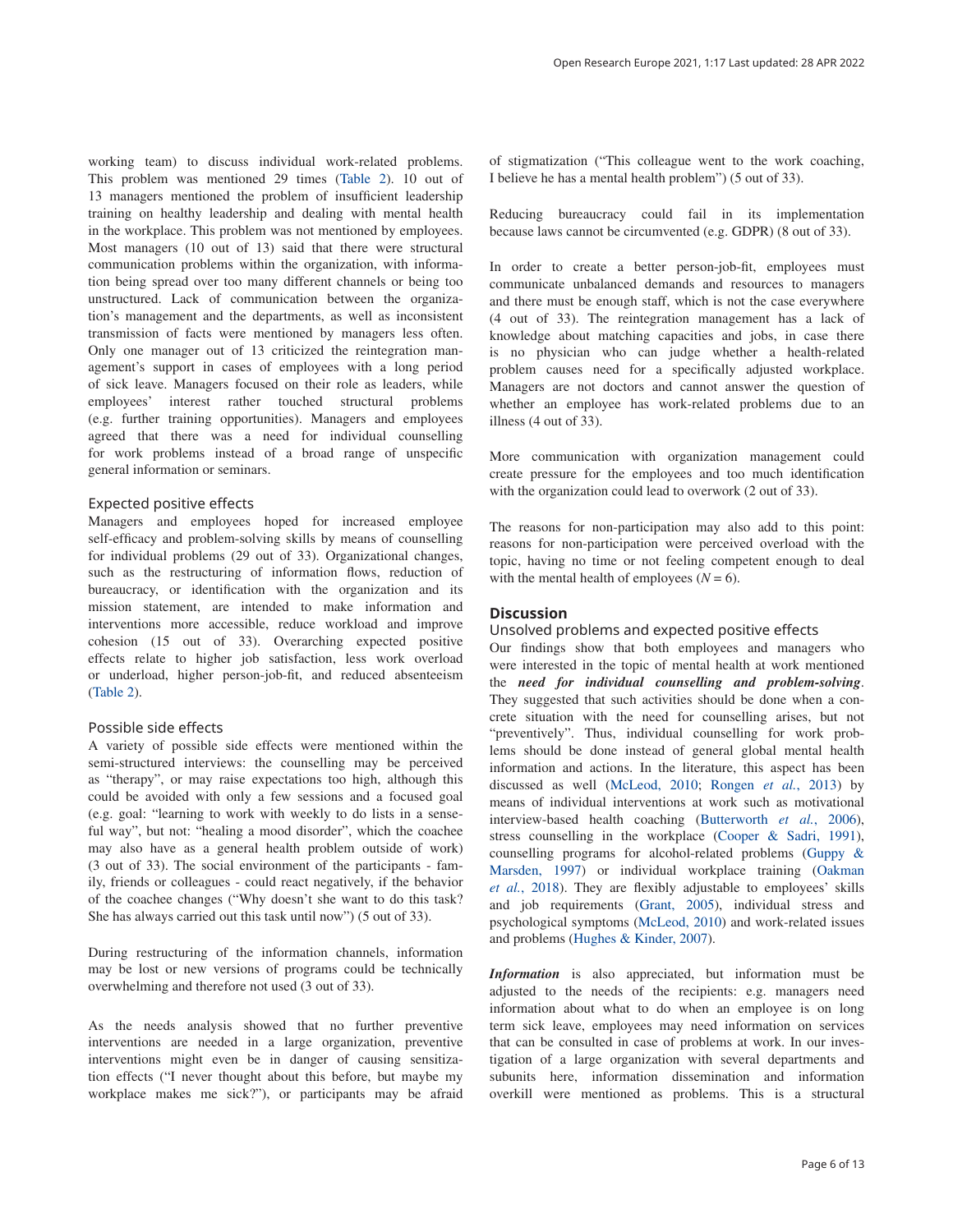working team) to discuss individual work-related problems. This problem was mentioned 29 times (Table 2). 10 out of 13 managers mentioned the problem of insufficient leadership training on healthy leadership and dealing with mental health in the workplace. This problem was not mentioned by employees. Most managers (10 out of 13) said that there were structural communication problems within the organization, with information being spread over too many different channels or being too unstructured. Lack of communication between the organization's management and the departments, as well as inconsistent transmission of facts were mentioned by managers less often. Only one manager out of 13 criticized the reintegration management's support in cases of employees with a long period of sick leave. Managers focused on their role as leaders, while employees' interest rather touched structural problems (e.g. further training opportunities). Managers and employees agreed that there was a need for individual counselling for work problems instead of a broad range of unspecific general information or seminars.

### Expected positive effects

Managers and employees hoped for increased employee self-efficacy and problem-solving skills by means of counselling for individual problems (29 out of 33). Organizational changes, such as the restructuring of information flows, reduction of bureaucracy, or identification with the organization and its mission statement, are intended to make information and interventions more accessible, reduce workload and improve cohesion (15 out of 33). Overarching expected positive effects relate to higher job satisfaction, less work overload or underload, higher person-job-fit, and reduced absenteeism (Table 2).

### Possible side effects

A variety of possible side effects were mentioned within the semi-structured interviews: the counselling may be perceived as "therapy", or may raise expectations too high, although this could be avoided with only a few sessions and a focused goal (e.g. goal: "learning to work with weekly to do lists in a senseful way", but not: "healing a mood disorder", which the coachee may also have as a general health problem outside of work) (3 out of 33). The social environment of the participants - family, friends or colleagues - could react negatively, if the behavior of the coachee changes ("Why doesn't she want to do this task? She has always carried out this task until now") (5 out of 33).

During restructuring of the information channels, information may be lost or new versions of programs could be technically overwhelming and therefore not used (3 out of 33).

As the needs analysis showed that no further preventive interventions are needed in a large organization, preventive interventions might even be in danger of causing sensitization effects ("I never thought about this before, but maybe my workplace makes me sick?"), or participants may be afraid of stigmatization ("This colleague went to the work coaching, I believe he has a mental health problem") (5 out of 33).

Reducing bureaucracy could fail in its implementation because laws cannot be circumvented (e.g. GDPR) (8 out of 33).

In order to create a better person-job-fit, employees must communicate unbalanced demands and resources to managers and there must be enough staff, which is not the case everywhere (4 out of 33). The reintegration management has a lack of knowledge about matching capacities and jobs, in case there is no physician who can judge whether a health-related problem causes need for a specifically adjusted workplace. Managers are not doctors and cannot answer the question of whether an employee has work-related problems due to an illness (4 out of 33).

More communication with organization management could create pressure for the employees and too much identification with the organization could lead to overwork (2 out of 33).

The reasons for non-participation may also add to this point: reasons for non-participation were perceived overload with the topic, having no time or not feeling competent enough to deal with the mental health of employees ($N = 6$).

## Discussion

### Unsolved problems and expected positive effects

Our findings show that both employees and managers who were interested in the topic of mental health at work mentioned the ***need for individual counselling and problem-solving***. They suggested that such activities should be done when a concrete situation with the need for counselling arises, but not "preventively". Thus, individual counselling for work problems should be done instead of general global mental health information and actions. In the literature, this aspect has been discussed as well (McLeod, 2010; Rongen *et al.*, 2013) by means of individual interventions at work such as motivational interview-based health coaching (Butterworth *et al.*, 2006), stress counselling in the workplace (Cooper & Sadri, 1991), counselling programs for alcohol-related problems (Guppy & Marsden, 1997) or individual workplace training (Oakman *et al.*, 2018). They are flexibly adjustable to employees' skills and job requirements (Grant, 2005), individual stress and psychological symptoms (McLeod, 2010) and work-related issues and problems (Hughes & Kinder, 2007).

***Information*** is also appreciated, but information must be adjusted to the needs of the recipients: e.g. managers need information about what to do when an employee is on long term sick leave, employees may need information on services that can be consulted in case of problems at work. In our investigation of a large organization with several departments and subunits here, information dissemination and information overkill were mentioned as problems. This is a structural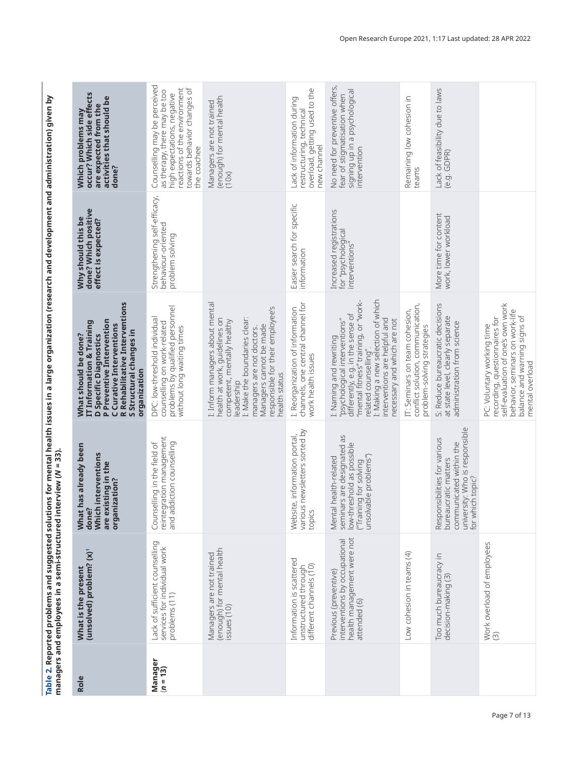**Table 2. Reported problems and suggested solutions for mental health issues in a large organization (research and development and administration) given by managers and employees in a semi-structured interview (N = 33).**

| Role | What is the present (unsolved) problem? (x)[1] | What has already been done? Which interventions are existing in the organization? | What should be done? **IT Information & Training D Specific Diagnostics P Preventive Intervention C Curative Interventions R Rehabilitative Interventions S Structural changes in organization** | Why should this be done? Which positive effect is expected? | Which problems may occur? Which side effects are expected from the activities that should be done? |
|---|---|---|---|---|---|
| **Manager (n = 13)** | Lack of sufficient counselling services for individual work problems (11) | Counselling in the field of reintegration management and addiction counselling | DPC: low-threshold individual counselling on work-related problems by qualified personnel without long waiting times | Strengthening self-efficacy, behaviour-oriented problem solving | Counselling may be perceived as therapy, there may be too high expectations, negative reactions of the environment towards behavior changes of the coachee |
| | Managers are not trained (enough) for mental health issues (10) | | I: Inform managers about mental health at work, guidelines on competent, mentally healthy leadership<br>I: Make the boundaries clear: managers are not doctors. Managers cannot be made responsible for their employee's health status | | Managers are not trained (enough) for mental health (10x) |
| | Information is scattered unstructured through different channels (10) | Website, information portal, various newsletters sorted by topics | I: Reorganization of information channels, one central channel for work health issues | Easier search for specific information | Lack of information during restructuring, technical overload, getting used to the new channel |
| | Previous (preventive) interventions by occupational health management were not attended (6) | Mental health-related seminars are designated as low-threshold as possible ("Training for solving unsolvable problems") | I: Naming and rewriting "psychological interventions" differently, e.g. in the sense of "mental fitness" training, or "work-related counselling".<br>I: Making a new selection of which interventions are helpful and necessary and which are not | Increased registrations for "psychological interventions" | No need for preventive offers, fear of stigmatisation when signing up in a psychological intervention |
| | Low cohesion in teams (4) | | IT: Seminars on team cohesion, conflict solution, communication, problem-solving strategies | | Remaining low cohesion in teams |
| | Too much bureaucracy in decision-making (3) | Responsibilities for various bureaucratic matters communicated within the university: Who is responsible for which topic? | S: Reduce bureaucratic decisions at state level, clearly separate administration from science | More time for content work, lower workload | Lack of feasibility due to laws (e.g. GDPR) |
| | Work overload of employees (3) | | PC: Voluntary working time recording, questionnaires for self-evaluation of one's own work behavior, seminars on work-life balance and warning signs of mental overload | | |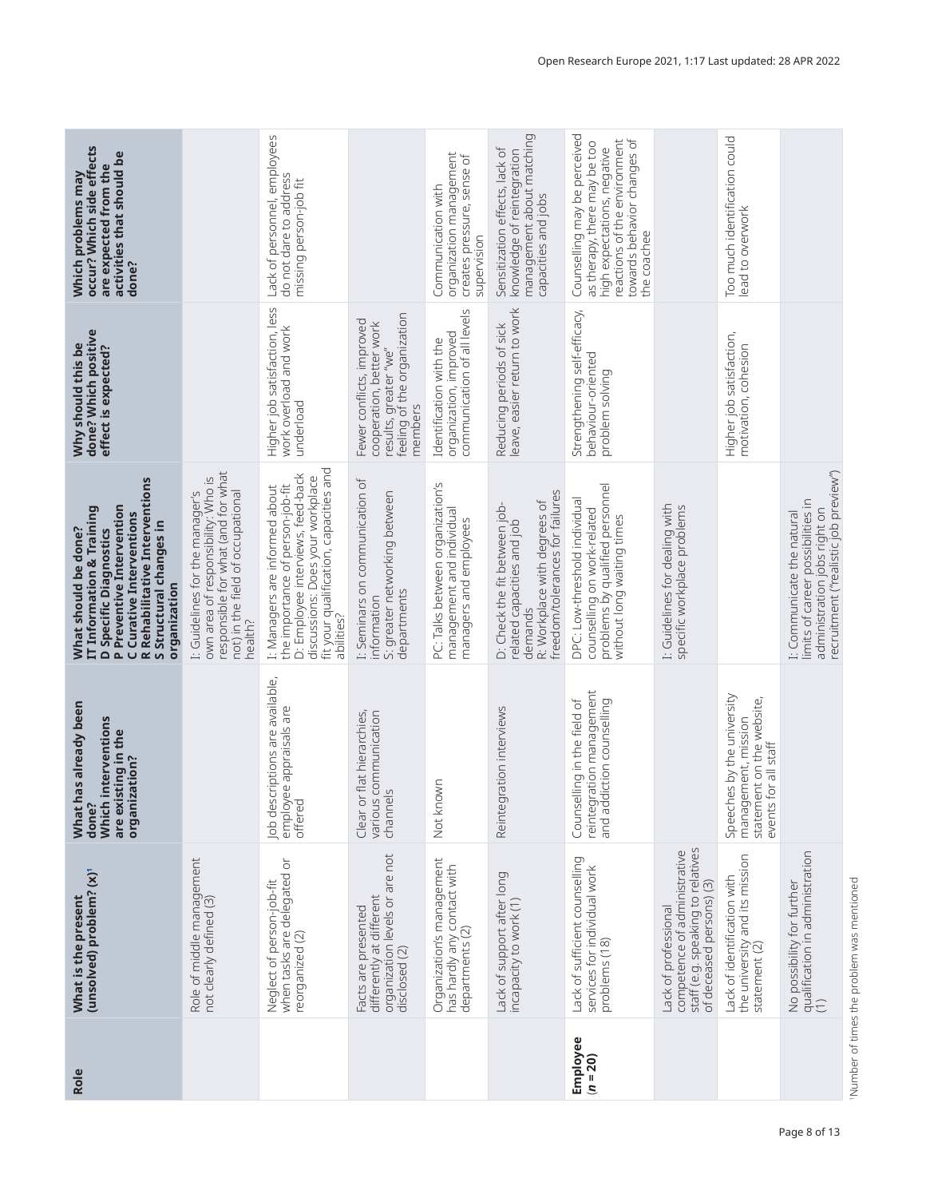| Role | What is the present (unsolved) problem? (x)[1] | What has already been done? Which interventions are existing in the organization? | What should be done? IT Information & Training D Specific Diagnostics P Preventive Intervention C Curative Interventions R Rehabilitative Interventions S Structural changes in organization | Why should this be done? Which positive effect is expected? | Which problems may occur? Which side effects are expected from the activities that should be done? |
|---|---|---|---|---|---|
| | Role of middle management not clearly defined (3) | | I: Guidelines for the manager's own area of responsibility: Who is responsible for what (and for what not) in the field of occupational health? | | |
| | Neglect of person-job-fit when tasks are delegated or reorganized (2) | Job descriptions are available, employee appraisals are offered | I: Managers are informed about the importance of person-job-fit D: Employee interviews, feed-back discussions: Does your workplace fit your qualification, capacities and abilities? | Higher job satisfaction, less work overload and work underload | Lack of personnel, employees do not dare to address missing person-job fit |
| | Facts are presented differently at different organization levels or are not disclosed (2) | Clear or flat hierarchies, various communication channels | I: Seminars on communication of information S: greater networking between departments | Fewer conflicts, improved cooperation, better work results, greater "we" feeling of the organization members | |
| | Organization's management has hardly any contact with departments (2) | Not known | PC: Talks between organization's management and individual managers and employees | Identification with the organization, improved communication of all levels | Communication with organization management creates pressure, sense of supervision |
| | Lack of support after long incapacity to work (1) | Reintegration interviews | D: Check the fit between job-related capacities and job demands R: Workplace with degrees of freedom/tolerances for failures | Reducing periods of sick leave, easier return to work | Sensitization effects, lack of knowledge of reintegration management about matching capacities and jobs |
| **Employee (*n* = 20)** | Lack of sufficient counselling services for individual work problems (18) | Counselling in the field of reintegration management and addiction counselling | DPC: Low-threshold individual counselling on work-related problems by qualified personnel without long waiting times | Strengthening self-efficacy, behaviour-oriented problem solving | Counselling may be perceived as therapy, there may be too high expectations, negative reactions of the environment towards behavior changes of the coachee |
| | Lack of professional competence of administrative staff (e.g. speaking to relatives of deceased persons) (3) | | I: Guidelines for dealing with specific workplace problems | | |
| | Lack of identification with the university and its mission statement (2) | Speeches by the university management, mission statement on the website, events for all staff | | Higher job satisfaction, motivation, cohesion | Too much identification could lead to overwork |
| | No possibility for further qualification in administration (1) | | I: Communicate the natural limits of career possibilities in administration jobs right on recruitment ("realistic job preview") | | |

[1]Number of times the problem was mentioned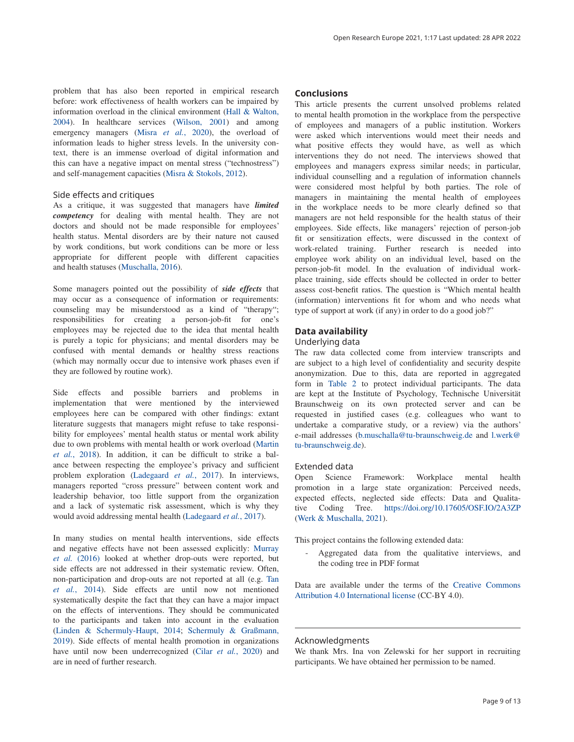problem that has also been reported in empirical research before: work effectiveness of health workers can be impaired by information overload in the clinical environment (Hall & Walton, 2004). In healthcare services (Wilson, 2001) and among emergency managers (Misra *et al.*, 2020), the overload of information leads to higher stress levels. In the university context, there is an immense overload of digital information and this can have a negative impact on mental stress ("technostress") and self-management capacities (Misra & Stokols, 2012).

### Side effects and critiques

As a critique, it was suggested that managers have ***limited competency*** for dealing with mental health. They are not doctors and should not be made responsible for employees' health status. Mental disorders are by their nature not caused by work conditions, but work conditions can be more or less appropriate for different people with different capacities and health statuses (Muschalla, 2016).

Some managers pointed out the possibility of ***side effects*** that may occur as a consequence of information or requirements: counseling may be misunderstood as a kind of "therapy"; responsibilities for creating a person-job-fit for one's employees may be rejected due to the idea that mental health is purely a topic for physicians; and mental disorders may be confused with mental demands or healthy stress reactions (which may normally occur due to intensive work phases even if they are followed by routine work).

Side effects and possible barriers and problems in implementation that were mentioned by the interviewed employees here can be compared with other findings: extant literature suggests that managers might refuse to take responsibility for employees' mental health status or mental work ability due to own problems with mental health or work overload (Martin *et al.*, 2018). In addition, it can be difficult to strike a balance between respecting the employee's privacy and sufficient problem exploration (Ladegaard *et al.*, 2017). In interviews, managers reported "cross pressure" between content work and leadership behavior, too little support from the organization and a lack of systematic risk assessment, which is why they would avoid addressing mental health (Ladegaard *et al.*, 2017).

In many studies on mental health interventions, side effects and negative effects have not been assessed explicitly: Murray *et al.* (2016) looked at whether drop-outs were reported, but side effects are not addressed in their systematic review. Often, non-participation and drop-outs are not reported at all (e.g. Tan *et al.*, 2014). Side effects are until now not mentioned systematically despite the fact that they can have a major impact on the effects of interventions. They should be communicated to the participants and taken into account in the evaluation (Linden & Schermuly-Haupt, 2014; Schermuly & Graßmann, 2019). Side effects of mental health promotion in organizations have until now been underrecognized (Cilar *et al.*, 2020) and are in need of further research.

## Conclusions

This article presents the current unsolved problems related to mental health promotion in the workplace from the perspective of employees and managers of a public institution. Workers were asked which interventions would meet their needs and what positive effects they would have, as well as which interventions they do not need. The interviews showed that employees and managers express similar needs; in particular, individual counselling and a regulation of information channels were considered most helpful by both parties. The role of managers in maintaining the mental health of employees in the workplace needs to be more clearly defined so that managers are not held responsible for the health status of their employees. Side effects, like managers' rejection of person-job fit or sensitization effects, were discussed in the context of work-related training. Further research is needed into employee work ability on an individual level, based on the person-job-fit model. In the evaluation of individual workplace training, side effects should be collected in order to better assess cost-benefit ratios. The question is "Which mental health (information) interventions fit for whom and who needs what type of support at work (if any) in order to do a good job?"

## Data availability

### Underlying data

The raw data collected come from interview transcripts and are subject to a high level of confidentiality and security despite anonymization. Due to this, data are reported in aggregated form in Table 2 to protect individual participants. The data are kept at the Institute of Psychology, Technische Universität Braunschweig on its own protected server and can be requested in justified cases (e.g. colleagues who want to undertake a comparative study, or a review) via the authors' e-mail addresses (b.muschalla@tu-braunschweig.de and l.werk@tu-braunschweig.de).

### Extended data

Open Science Framework: Workplace mental health promotion in a large state organization: Perceived needs, expected effects, neglected side effects: Data and Qualitative Coding Tree. https://doi.org/10.17605/OSF.IO/2A3ZP (Werk & Muschalla, 2021).

This project contains the following extended data:

- Aggregated data from the qualitative interviews, and the coding tree in PDF format

Data are available under the terms of the Creative Commons Attribution 4.0 International license (CC-BY 4.0).

### Acknowledgments

We thank Mrs. Ina von Zelewski for her support in recruiting participants. We have obtained her permission to be named.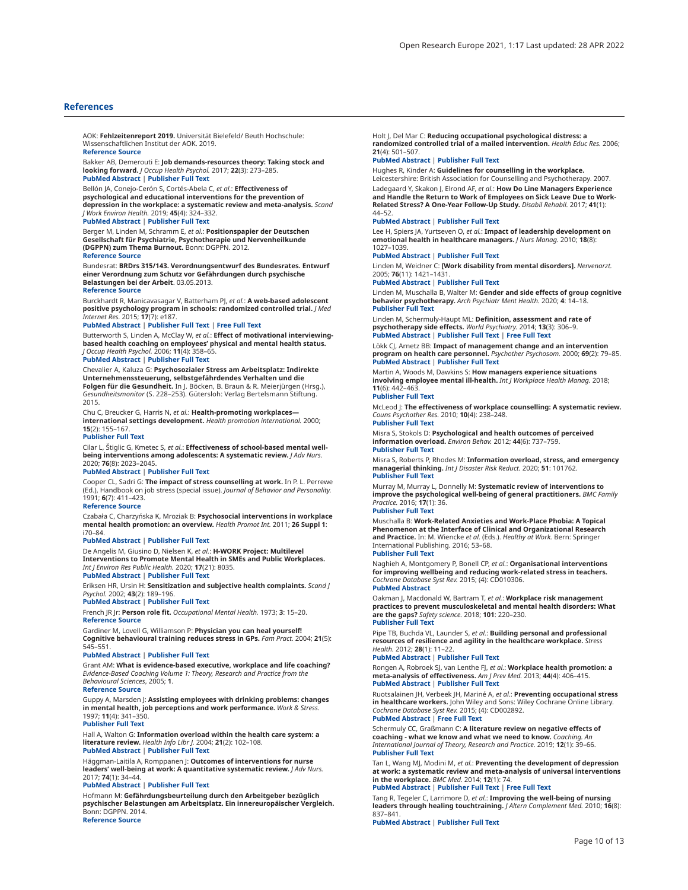## References

AOK: **Fehlzeitenreport 2019.** Universität Bielefeld/ Beuth Hochschule: Wissenschaftlichen Institut der AOK. 2019.
**Reference Source**

Bakker AB, Demerouti E: **Job demands-resources theory: Taking stock and looking forward.** *J Occup Health Psychol.* 2017; **22**(3): 273–285.
**PubMed Abstract** | **Publisher Full Text**

Bellón JA, Conejo-Cerón S, Cortés-Abela C, *et al.*: **Effectiveness of psychological and educational interventions for the prevention of depression in the workplace: a systematic review and meta-analysis.** *Scand J Work Environ Health.* 2019; **45**(4): 324–332.
**PubMed Abstract** | **Publisher Full Text**

Berger M, Linden M, Schramm E, *et al.*: **Positionspapier der Deutschen Gesellschaft für Psychiatrie, Psychotherapie und Nervenheilkunde (DGPPN) zum Thema Burnout.** Bonn: DGPPN. 2012.
**Reference Source**

Bundesrat: **BRDrs 315/143. Verordnungsentwurf des Bundesrates. Entwurf einer Verordnung zum Schutz vor Gefährdungen durch psychische Belastungen bei der Arbeit.** 03.05.2013.
**Reference Source**

Burckhardt R, Manicavasagar V, Batterham PJ, *et al.*: **A web-based adolescent positive psychology program in schools: randomized controlled trial.** *J Med Internet Res.* 2015; **17**(7): e187.
**PubMed Abstract** | **Publisher Full Text** | **Free Full Text**

Butterworth S, Linden A, McClay W, *et al.*: **Effect of motivational interviewing-based health coaching on employees' physical and mental health status.** *J Occup Health Psychol.* 2006; **11**(4): 358–65.
**PubMed Abstract** | **Publisher Full Text**

Chevalier A, Kaluza G: **Psychosozialer Stress am Arbeitsplatz: Indirekte Unternehmenssteuerung, selbstgefährdendes Verhalten und die Folgen für die Gesundheit.** In J. Böcken, B. Braun & R. Meierjürgen (Hrsg.), *Gesundheitsmonitor* (S. 228–253). Gütersloh: Verlag Bertelsmann Stiftung. 2015.

Chu C, Breucker G, Harris N, *et al.*: **Health-promoting workplaces—international settings development.** *Health promotion international.* 2000; **15**(2): 155–167.
**Publisher Full Text**

Cilar L, Štiglic G, Kmetec S, *et al.*: **Effectiveness of school-based mental well-being interventions among adolescents: A systematic review.** *J Adv Nurs.* 2020; **76**(8): 2023–2045.
**PubMed Abstract** | **Publisher Full Text**

Cooper CL, Sadri G: **The impact of stress counselling at work.** In P. L. Perrewe (Ed.), Handbook on job stress (special issue). *Journal of Behavior and Personality.* 1991; **6**(7): 411–423.
**Reference Source**

Czabała C, Charzyńska K, Mroziak B: **Psychosocial interventions in workplace mental health promotion: an overview.** *Health Promot Int.* 2011; **26 Suppl 1**: i70–84.
**PubMed Abstract** | **Publisher Full Text**

De Angelis M, Giusino D, Nielsen K, *et al.*: **H-WORK Project: Multilevel Interventions to Promote Mental Health in SMEs and Public Workplaces.** *Int J Environ Res Public Health.* 2020; **17**(21): 8035.
**PubMed Abstract** | **Publisher Full Text**

Eriksen HR, Ursin H: **Sensitization and subjective health complaints.** *Scand J Psychol.* 2002; **43**(2): 189–196.
**PubMed Abstract** | **Publisher Full Text**

French JR Jr: **Person role fit.** *Occupational Mental Health.* 1973; **3**: 15–20.
**Reference Source**

Gardiner M, Lovell G, Williamson P: **Physician you can heal yourself! Cognitive behavioural training reduces stress in GPs.** *Fam Pract.* 2004; **21**(5): 545–551.
**PubMed Abstract** | **Publisher Full Text**

Grant AM: **What is evidence-based executive, workplace and life coaching?** *Evidence-Based Coaching Volume 1: Theory, Research and Practice from the Behavioural Sciences*, 2005; **1**.
**Reference Source**

Guppy A, Marsden J: **Assisting employees with drinking problems: changes in mental health, job perceptions and work performance.** *Work & Stress.* 1997; **11**(4): 341–350.
**Publisher Full Text**

Hall A, Walton G: **Information overload within the health care system: a literature review.** *Health Info Libr J.* 2004; **21**(2): 102–108.
**PubMed Abstract** | **Publisher Full Text**

Häggman-Laitila A, Romppanen J: **Outcomes of interventions for nurse leaders' well-being at work: A quantitative systematic review.** *J Adv Nurs.* 2017; **74**(1): 34–44.
**PubMed Abstract** | **Publisher Full Text**

Hofmann M: **Gefährdungsbeurteilung durch den Arbeitgeber bezüglich psychischer Belastungen am Arbeitsplatz. Ein innereuropäischer Vergleich.** Bonn: DGPPN. 2014.
**Reference Source**

Holt J, Del Mar C: **Reducing occupational psychological distress: a randomized controlled trial of a mailed intervention.** *Health Educ Res.* 2006; **21**(4): 501–507.
**PubMed Abstract** | **Publisher Full Text**

Hughes R, Kinder A: **Guidelines for counselling in the workplace.** Leicestershire: British Association for Counselling and Psychotherapy. 2007.

Ladegaard Y, Skakon J, Elrond AF, *et al.*: **How Do Line Managers Experience and Handle the Return to Work of Employees on Sick Leave Due to Work-Related Stress? A One-Year Follow-Up Study.** *Disabil Rehabil.* 2017; **41**(1): 44–52.
**PubMed Abstract** | **Publisher Full Text**

Lee H, Spiers JA, Yurtseven O, *et al.*: **Impact of leadership development on emotional health in healthcare managers.** *J Nurs Manag.* 2010; **18**(8): 1027–1039.
**PubMed Abstract** | **Publisher Full Text**

Linden M, Weidner C: **[Work disability from mental disorders].** *Nervenarzt.* 2005; **76**(11): 1421–1431.
**PubMed Abstract** | **Publisher Full Text**

Linden M, Muschalla B, Walter M: **Gender and side effects of group cognitive behavior psychotherapy.** *Arch Psychiatr Ment Health.* 2020; **4**: 14–18.
**Publisher Full Text**

Linden M, Schermuly-Haupt ML: **Definition, assessment and rate of psychotherapy side effects.** *World Psychiatry.* 2014; **13**(3): 306–9.
**PubMed Abstract** | **Publisher Full Text** | **Free Full Text**

Lökk CJ, Arnetz BB: **Impact of management change and an intervention program on health care personnel.** *Psychother Psychosom.* 2000; **69**(2): 79–85.
**PubMed Abstract** | **Publisher Full Text**

Martin A, Woods M, Dawkins S: **How managers experience situations involving employee mental ill-health.** *Int J Workplace Health Manag.* 2018; **11**(6): 442–463.
**Publisher Full Text**

McLeod J: **The effectiveness of workplace counselling: A systematic review.** *Couns Psychother Res.* 2010; **10**(4): 238–248.
**Publisher Full Text**

Misra S, Stokols D: **Psychological and health outcomes of perceived information overload.** *Environ Behav.* 2012; **44**(6): 737–759.
**Publisher Full Text**

Misra S, Roberts P, Rhodes M: **Information overload, stress, and emergency managerial thinking.** *Int J Disaster Risk Reduct.* 2020; **51**: 101762.
**Publisher Full Text**

Murray M, Murray L, Donnelly M: **Systematic review of interventions to improve the psychological well-being of general practitioners.** *BMC Family Practice.* 2016; **17**(1): 36.
**Publisher Full Text**

Muschalla B: **Work-Related Anxieties and Work-Place Phobia: A Topical Phenomenon at the Interface of Clinical and Organizational Research and Practice.** In: M. Wiencke *et al.* (Eds.). *Healthy at Work.* Bern: Springer International Publishing. 2016; 53–68.
**Publisher Full Text**

Naghieh A, Montgomery P, Bonell CP, *et al.*: **Organisational interventions for improving wellbeing and reducing work-related stress in teachers.** *Cochrane Database Syst Rev.* 2015; (4): CD010306.
**PubMed Abstract**

Oakman J, Macdonald W, Bartram T, *et al.*: **Workplace risk management practices to prevent musculoskeletal and mental health disorders: What are the gaps?** *Safety science.* 2018; **101**: 220–230.
**Publisher Full Text**

Pipe TB, Buchda VL, Launder S, *et al.*: **Building personal and professional resources of resilience and agility in the healthcare workplace.** *Stress Health.* 2012; **28**(1): 11–22.
**PubMed Abstract** | **Publisher Full Text**

Rongen A, Robroek SJ, van Lenthe FJ, *et al.*: **Workplace health promotion: a meta-analysis of effectiveness.** *Am J Prev Med.* 2013; **44**(4): 406–415.
**PubMed Abstract** | **Publisher Full Text**

Ruotsalainen JH, Verbeek JH, Mariné A, *et al.*: **Preventing occupational stress in healthcare workers.** John Wiley and Sons: Wiley Cochrane Online Library. *Cochrane Database Syst Rev.* 2015; (4): CD002892.
**PubMed Abstract** | **Free Full Text**

Schermuly CC, Graßmann C: **A literature review on negative effects of coaching - what we know and what we need to know.** *Coaching. An International Journal of Theory, Research and Practice.* 2019; **12**(1): 39–66.
**Publisher Full Text**

Tan L, Wang MJ, Modini M, *et al.*: **Preventing the development of depression at work: a systematic review and meta-analysis of universal interventions in the workplace.** *BMC Med.* 2014; **12**(1): 74.
**PubMed Abstract** | **Publisher Full Text** | **Free Full Text**

Tang R, Tegeler C, Larrimore D, *et al.*: **Improving the well-being of nursing leaders through healing touchtraining.** *J Altern Complement Med.* 2010; **16**(8): 837–841.
**PubMed Abstract** | **Publisher Full Text**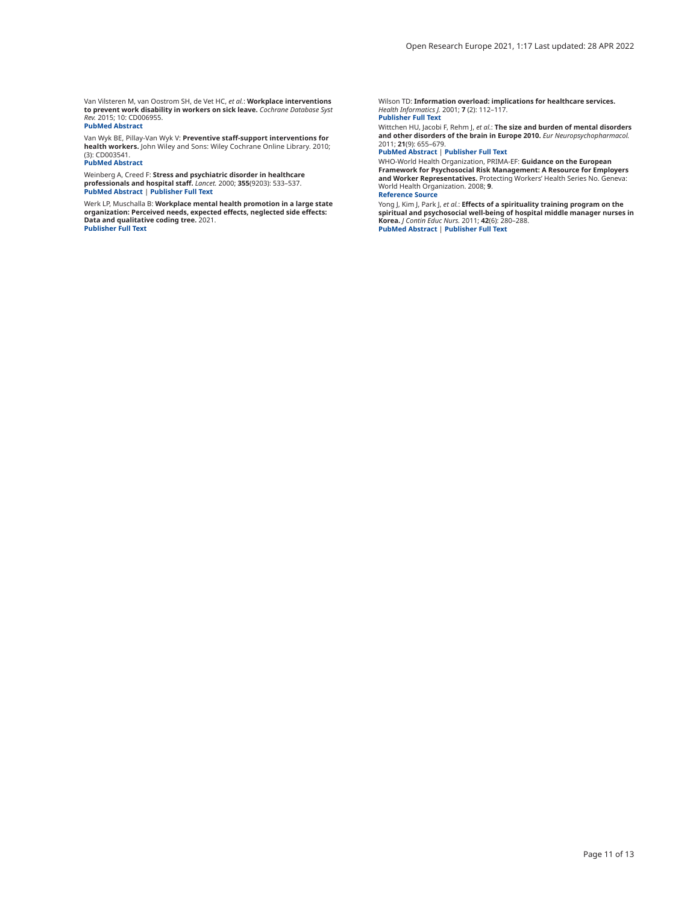Van Vilsteren M, van Oostrom SH, de Vet HC, *et al.*: **Workplace interventions to prevent work disability in workers on sick leave.** *Cochrane Database Syst Rev.* 2015; 10: CD006955.
**PubMed Abstract**

Van Wyk BE, Pillay-Van Wyk V: **Preventive staff-support interventions for health workers.** John Wiley and Sons: Wiley Cochrane Online Library. 2010; (3): CD003541.
**PubMed Abstract**

Weinberg A, Creed F: **Stress and psychiatric disorder in healthcare professionals and hospital staff.** *Lancet.* 2000; **355**(9203): 533–537.
**PubMed Abstract** | **Publisher Full Text**

Werk LP, Muschalla B: **Workplace mental health promotion in a large state organization: Perceived needs, expected effects, neglected side effects: Data and qualitative coding tree.** 2021.
**Publisher Full Text**

Wilson TD: **Information overload: implications for healthcare services.** *Health Informatics J.* 2001; **7** (2): 112–117.
**Publisher Full Text**

Wittchen HU, Jacobi F, Rehm J, *et al.*: **The size and burden of mental disorders and other disorders of the brain in Europe 2010.** *Eur Neuropsychopharmacol.* 2011; **21**(9): 655–679.
**PubMed Abstract** | **Publisher Full Text**

WHO-World Health Organization, PRIMA-EF: **Guidance on the European Framework for Psychosocial Risk Management: A Resource for Employers and Worker Representatives.** Protecting Workers' Health Series No. Geneva: World Health Organization. 2008; **9**.
**Reference Source**

Yong J, Kim J, Park J, *et al.*: **Effects of a spirituality training program on the spiritual and psychosocial well-being of hospital middle manager nurses in Korea.** *J Contin Educ Nurs.* 2011; **42**(6): 280–288.
**PubMed Abstract** | **Publisher Full Text**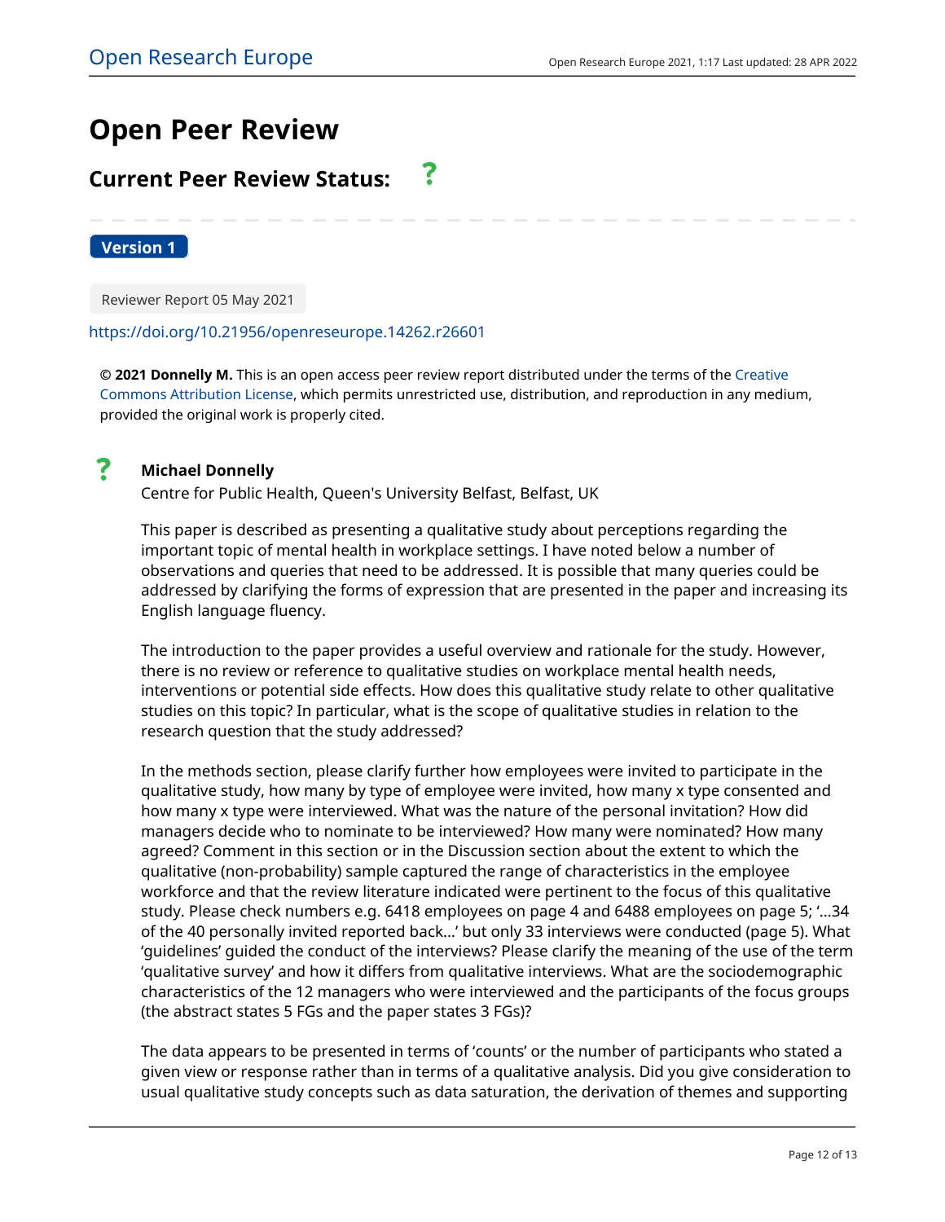# Open Peer Review

## Current Peer Review Status: ?

**Version 1**

Reviewer Report 05 May 2021

https://doi.org/10.21956/openreseurope.14262.r26601

**© 2021 Donnelly M.** This is an open access peer review report distributed under the terms of the Creative Commons Attribution License, which permits unrestricted use, distribution, and reproduction in any medium, provided the original work is properly cited.

? **Michael Donnelly**

Centre for Public Health, Queen's University Belfast, Belfast, UK

This paper is described as presenting a qualitative study about perceptions regarding the important topic of mental health in workplace settings. I have noted below a number of observations and queries that need to be addressed. It is possible that many queries could be addressed by clarifying the forms of expression that are presented in the paper and increasing its English language fluency.

The introduction to the paper provides a useful overview and rationale for the study. However, there is no review or reference to qualitative studies on workplace mental health needs, interventions or potential side effects. How does this qualitative study relate to other qualitative studies on this topic? In particular, what is the scope of qualitative studies in relation to the research question that the study addressed?

In the methods section, please clarify further how employees were invited to participate in the qualitative study, how many by type of employee were invited, how many x type consented and how many x type were interviewed. What was the nature of the personal invitation? How did managers decide who to nominate to be interviewed? How many were nominated? How many agreed? Comment in this section or in the Discussion section about the extent to which the qualitative (non-probability) sample captured the range of characteristics in the employee workforce and that the review literature indicated were pertinent to the focus of this qualitative study. Please check numbers e.g. 6418 employees on page 4 and 6488 employees on page 5; '...34 of the 40 personally invited reported back...' but only 33 interviews were conducted (page 5). What 'guidelines' guided the conduct of the interviews? Please clarify the meaning of the use of the term 'qualitative survey' and how it differs from qualitative interviews. What are the sociodemographic characteristics of the 12 managers who were interviewed and the participants of the focus groups (the abstract states 5 FGs and the paper states 3 FGs)?

The data appears to be presented in terms of 'counts' or the number of participants who stated a given view or response rather than in terms of a qualitative analysis. Did you give consideration to usual qualitative study concepts such as data saturation, the derivation of themes and supporting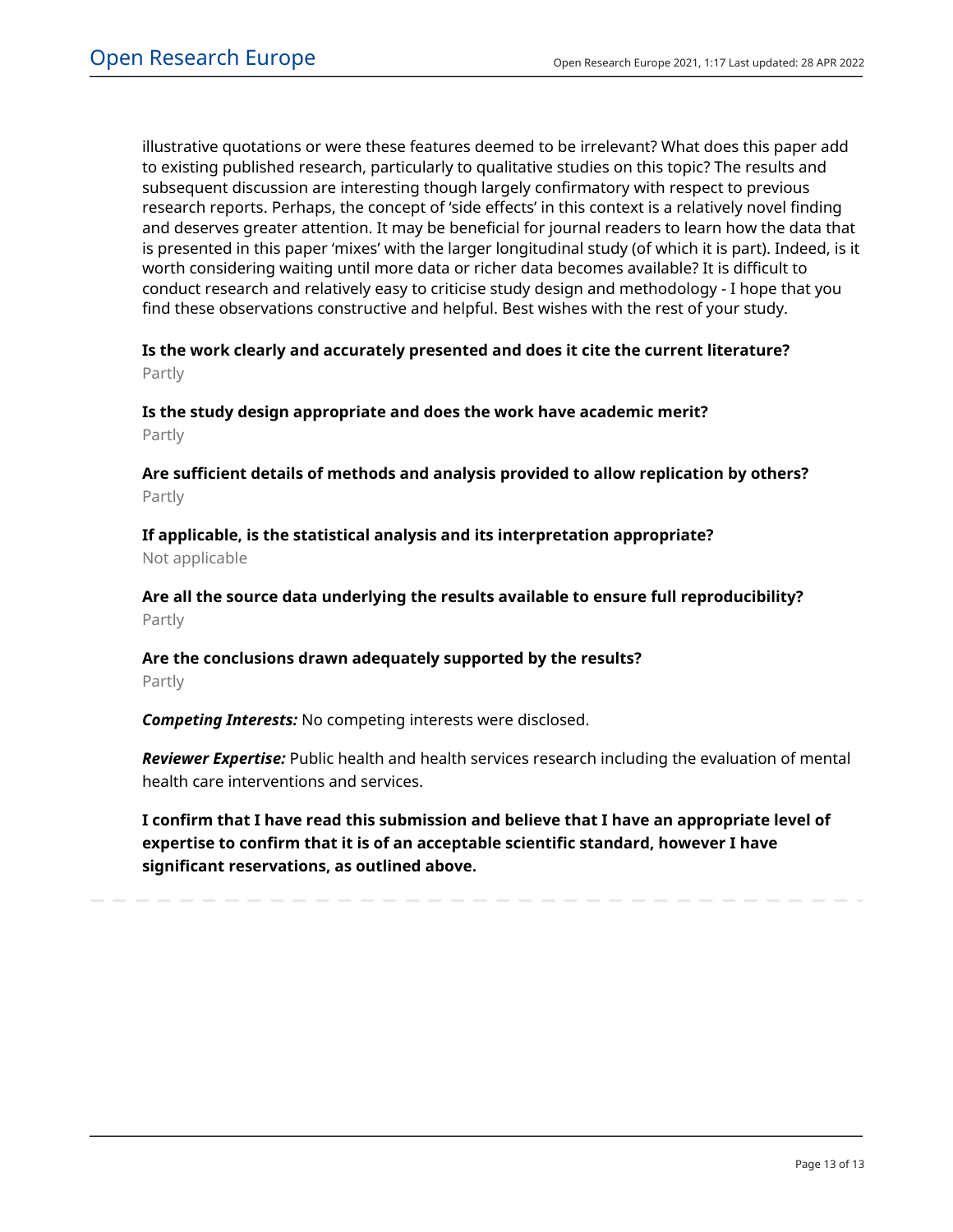illustrative quotations or were these features deemed to be irrelevant? What does this paper add to existing published research, particularly to qualitative studies on this topic? The results and subsequent discussion are interesting though largely confirmatory with respect to previous research reports. Perhaps, the concept of 'side effects' in this context is a relatively novel finding and deserves greater attention. It may be beneficial for journal readers to learn how the data that is presented in this paper 'mixes' with the larger longitudinal study (of which it is part). Indeed, is it worth considering waiting until more data or richer data becomes available? It is difficult to conduct research and relatively easy to criticise study design and methodology - I hope that you find these observations constructive and helpful. Best wishes with the rest of your study.

**Is the work clearly and accurately presented and does it cite the current literature?**
Partly

**Is the study design appropriate and does the work have academic merit?**
Partly

**Are sufficient details of methods and analysis provided to allow replication by others?**
Partly

**If applicable, is the statistical analysis and its interpretation appropriate?**
Not applicable

**Are all the source data underlying the results available to ensure full reproducibility?**
Partly

**Are the conclusions drawn adequately supported by the results?**
Partly

***Competing Interests:*** No competing interests were disclosed.

***Reviewer Expertise:*** Public health and health services research including the evaluation of mental health care interventions and services.

**I confirm that I have read this submission and believe that I have an appropriate level of expertise to confirm that it is of an acceptable scientific standard, however I have significant reservations, as outlined above.**